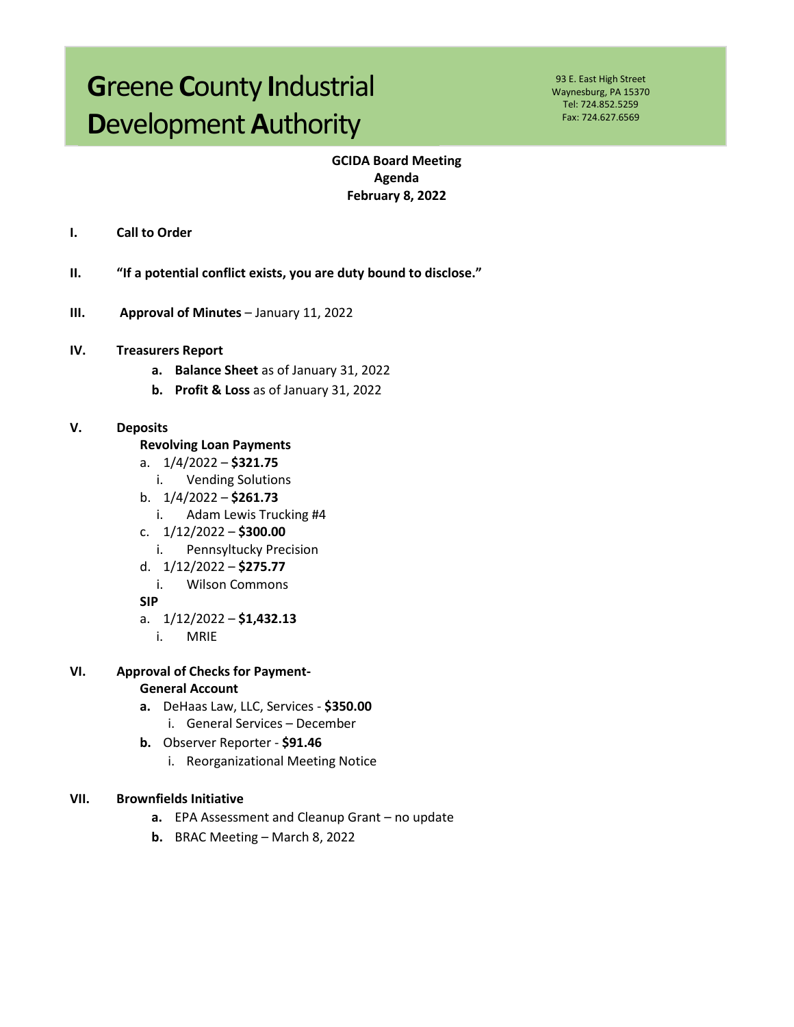# Greene County Industrial Development Authority

93 E. East High Street
Waynesburg, PA 15370
Tel: 724.852.5259
Fax: 724.627.6569

**GCIDA Board Meeting**
**Agenda**
**February 8, 2022**

**I. Call to Order**

**II. "If a potential conflict exists, you are duty bound to disclose."**

**III. Approval of Minutes** – January 11, 2022

**IV. Treasurers Report**

- **a. Balance Sheet** as of January 31, 2022
- **b. Profit & Loss** as of January 31, 2022

**V. Deposits**

**Revolving Loan Payments**

- a. 1/4/2022 – **$321.75**
  - i. Vending Solutions
- b. 1/4/2022 – **$261.73**
  - i. Adam Lewis Trucking #4
- c. 1/12/2022 – **$300.00**
  - i. Pennsyltucky Precision
- d. 1/12/2022 – **$275.77**
  - i. Wilson Commons

**SIP**

- a. 1/12/2022 – **$1,432.13**
  - i. MRIE

**VI. Approval of Checks for Payment-**

**General Account**

- **a.** DeHaas Law, LLC, Services - **$350.00**
  - i. General Services – December
- **b.** Observer Reporter - **$91.46**
  - i. Reorganizational Meeting Notice

**VII. Brownfields Initiative**

- **a.** EPA Assessment and Cleanup Grant – no update
- **b.** BRAC Meeting – March 8, 2022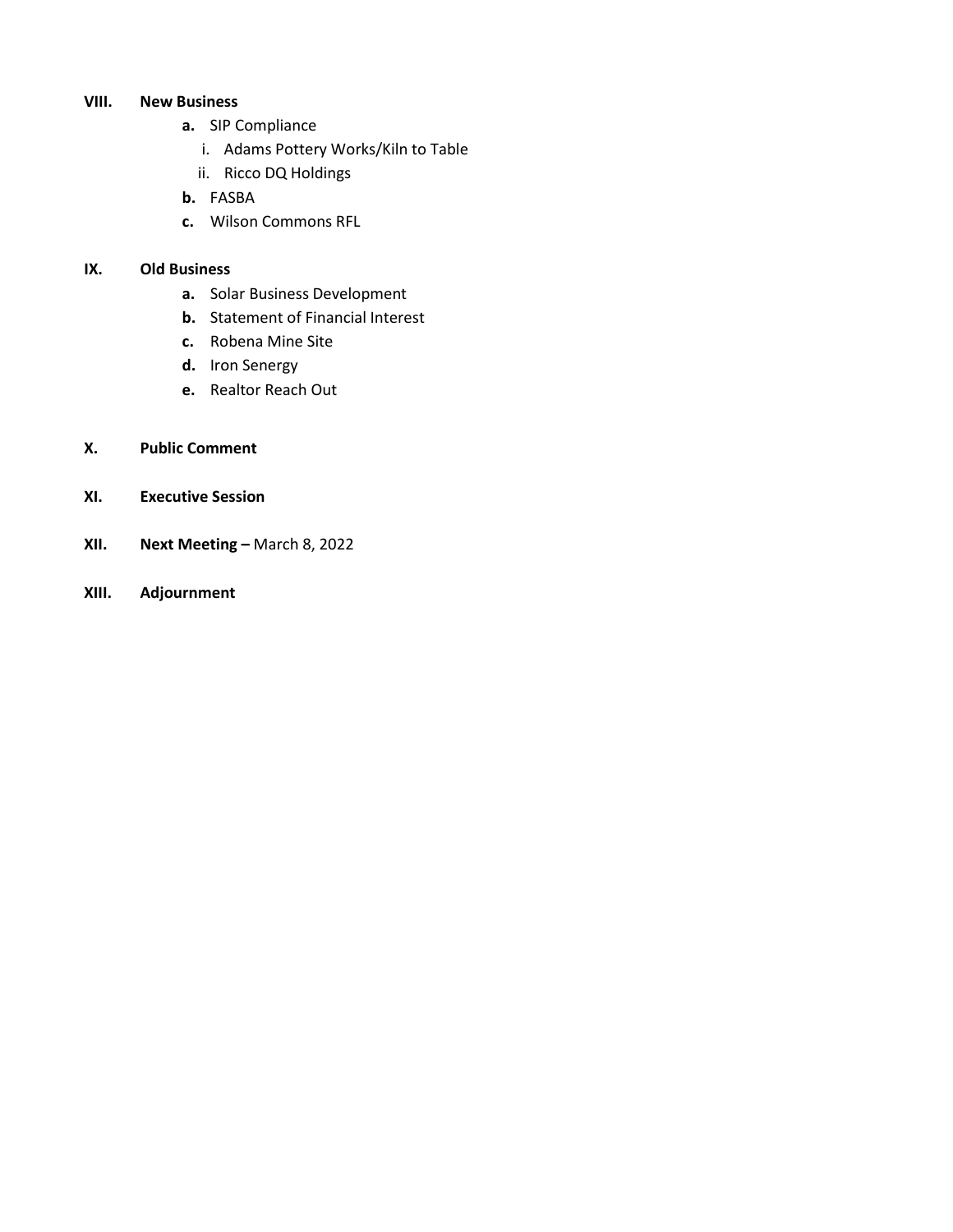**VIII. New Business**

- **a.** SIP Compliance
  - i. Adams Pottery Works/Kiln to Table
  - ii. Ricco DQ Holdings
- **b.** FASBA
- **c.** Wilson Commons RFL

**IX. Old Business**

- **a.** Solar Business Development
- **b.** Statement of Financial Interest
- **c.** Robena Mine Site
- **d.** Iron Senergy
- **e.** Realtor Reach Out

**X. Public Comment**

**XI. Executive Session**

**XII. Next Meeting –** March 8, 2022

**XIII. Adjournment**